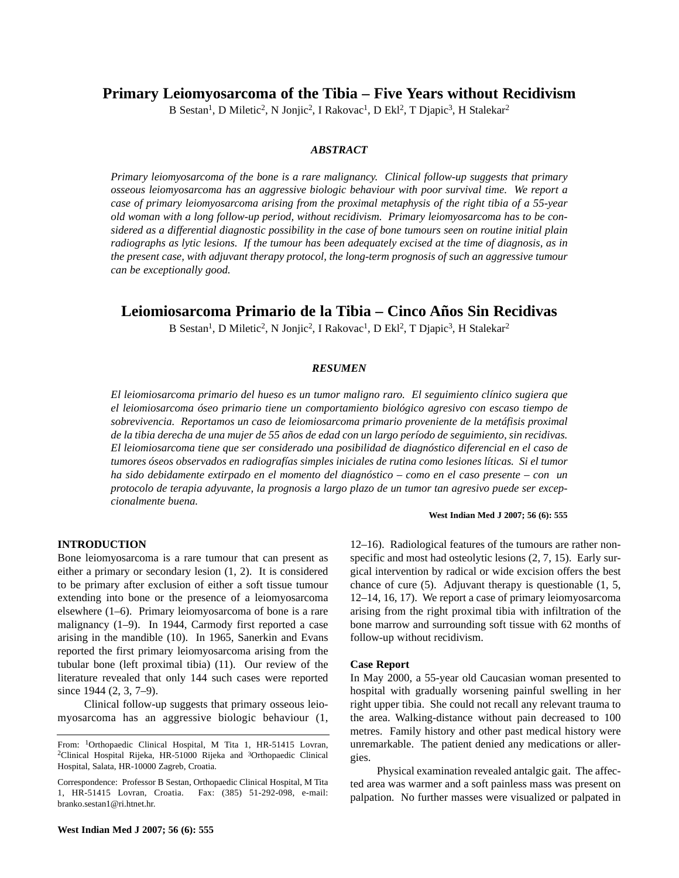# Primary Leiomyosarcoma of the Tibia – Five Years without Recidivism

B Sestan[1], D Miletic[2], N Jonjic[2], I Rakovac[1], D Ekl[2], T Djapic[3], H Stalekar[2]

### *ABSTRACT*

*Primary leiomyosarcoma of the bone is a rare malignancy. Clinical follow-up suggests that primary osseous leiomyosarcoma has an aggressive biologic behaviour with poor survival time. We report a case of primary leiomyosarcoma arising from the proximal metaphysis of the right tibia of a 55-year old woman with a long follow-up period, without recidivism. Primary leiomyosarcoma has to be considered as a differential diagnostic possibility in the case of bone tumours seen on routine initial plain radiographs as lytic lesions. If the tumour has been adequately excised at the time of diagnosis, as in the present case, with adjuvant therapy protocol, the long-term prognosis of such an aggressive tumour can be exceptionally good.*

# Leiomiosarcoma Primario de la Tibia – Cinco Años Sin Recidivas

B Sestan[1], D Miletic[2], N Jonjic[2], I Rakovac[1], D Ekl[2], T Djapic[3], H Stalekar[2]

### *RESUMEN*

*El leiomiosarcoma primario del hueso es un tumor maligno raro. El seguimiento clínico sugiera que el leiomiosarcoma óseo primario tiene un comportamiento biológico agresivo con escaso tiempo de sobrevivencia. Reportamos un caso de leiomiosarcoma primario proveniente de la metáfisis proximal de la tibia derecha de una mujer de 55 años de edad con un largo período de seguimiento, sin recidivas. El leiomiosarcoma tiene que ser considerado una posibilidad de diagnóstico diferencial en el caso de tumores óseos observados en radiografías simples iniciales de rutina como lesiones líticas. Si el tumor ha sido debidamente extirpado en el momento del diagnóstico – como en el caso presente – con un protocolo de terapia adyuvante, la prognosis a largo plazo de un tumor tan agresivo puede ser excepcionalmente buena.*

**West Indian Med J 2007; 56 (6): 555**

## INTRODUCTION

Bone leiomyosarcoma is a rare tumour that can present as either a primary or secondary lesion (1, 2). It is considered to be primary after exclusion of either a soft tissue tumour extending into bone or the presence of a leiomyosarcoma elsewhere (1–6). Primary leiomyosarcoma of bone is a rare malignancy (1–9). In 1944, Carmody first reported a case arising in the mandible (10). In 1965, Sanerkin and Evans reported the first primary leiomyosarcoma arising from the tubular bone (left proximal tibia) (11). Our review of the literature revealed that only 144 such cases were reported since 1944 (2, 3, 7–9).

Clinical follow-up suggests that primary osseous leiomyosarcoma has an aggressive biologic behaviour (1, 12–16). Radiological features of the tumours are rather nonspecific and most had osteolytic lesions (2, 7, 15). Early surgical intervention by radical or wide excision offers the best chance of cure (5). Adjuvant therapy is questionable (1, 5, 12–14, 16, 17). We report a case of primary leiomyosarcoma arising from the right proximal tibia with infiltration of the bone marrow and surrounding soft tissue with 62 months of follow-up without recidivism.

From: [1]Orthopaedic Clinical Hospital, M Tita 1, HR-51415 Lovran, [2]Clinical Hospital Rijeka, HR-51000 Rijeka and [3]Orthopaedic Clinical Hospital, Salata, HR-10000 Zagreb, Croatia.

Correspondence: Professor B Sestan, Orthopaedic Clinical Hospital, M Tita 1, HR-51415 Lovran, Croatia. Fax: (385) 51-292-098, e-mail: branko.sestan1@ri.htnet.hr.

### Case Report

In May 2000, a 55-year old Caucasian woman presented to hospital with gradually worsening painful swelling in her right upper tibia. She could not recall any relevant trauma to the area. Walking-distance without pain decreased to 100 metres. Family history and other past medical history were unremarkable. The patient denied any medications or allergies.

Physical examination revealed antalgic gait. The affected area was warmer and a soft painless mass was present on palpation. No further masses were visualized or palpated in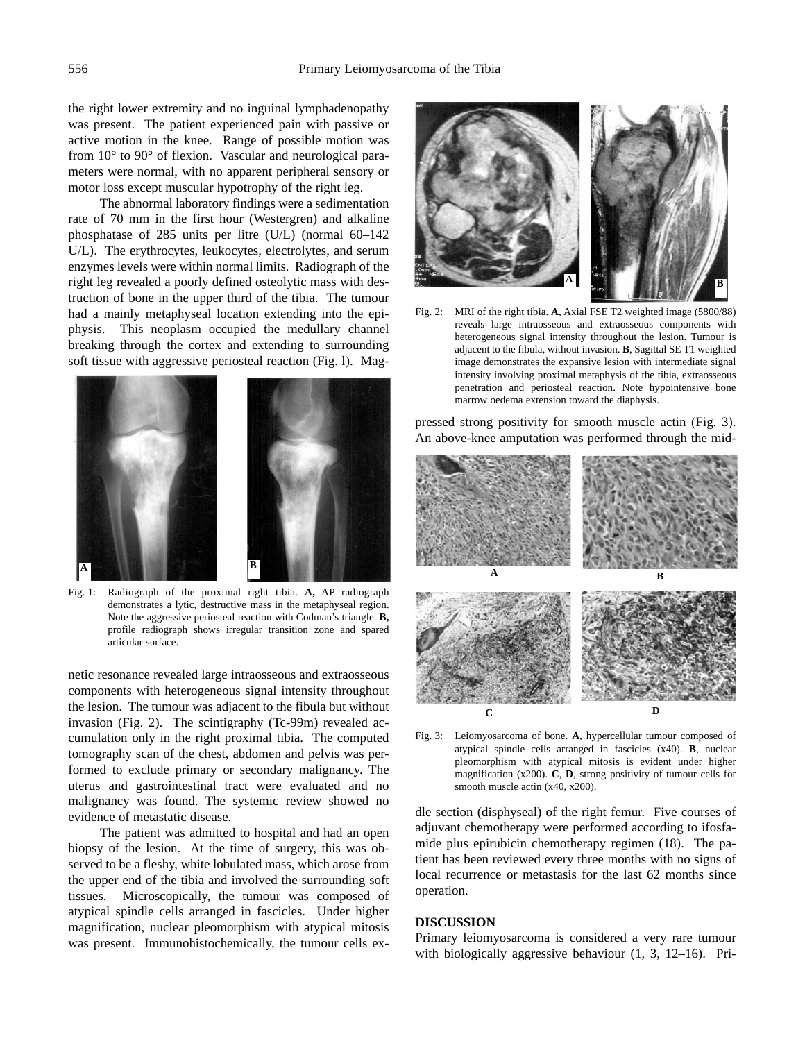the right lower extremity and no inguinal lymphadenopathy was present. The patient experienced pain with passive or active motion in the knee. Range of possible motion was from 10° to 90° of flexion. Vascular and neurological parameters were normal, with no apparent peripheral sensory or motor loss except muscular hypotrophy of the right leg.

The abnormal laboratory findings were a sedimentation rate of 70 mm in the first hour (Westergren) and alkaline phosphatase of 285 units per litre (U/L) (normal 60–142 U/L). The erythrocytes, leukocytes, electrolytes, and serum enzymes levels were within normal limits. Radiograph of the right leg revealed a poorly defined osteolytic mass with destruction of bone in the upper third of the tibia. The tumour had a mainly metaphyseal location extending into the epiphysis. This neoplasm occupied the medullary channel breaking through the cortex and extending to surrounding soft tissue with aggressive periosteal reaction (Fig. l). Magnetic resonance revealed large intraosseous and extraosseous components with heterogeneous signal intensity throughout the lesion. The tumour was adjacent to the fibula but without invasion (Fig. 2). The scintigraphy (Tc-99m) revealed accumulation only in the right proximal tibia. The computed tomography scan of the chest, abdomen and pelvis was performed to exclude primary or secondary malignancy. The uterus and gastrointestinal tract were evaluated and no malignancy was found. The systemic review showed no evidence of metastatic disease.

Fig. 1: Radiograph of the proximal right tibia. **A,** AP radiograph demonstrates a lytic, destructive mass in the metaphyseal region. Note the aggressive periosteal reaction with Codman's triangle. **B,** profile radiograph shows irregular transition zone and spared articular surface.

The patient was admitted to hospital and had an open biopsy of the lesion. At the time of surgery, this was observed to be a fleshy, white lobulated mass, which arose from the upper end of the tibia and involved the surrounding soft tissues. Microscopically, the tumour was composed of atypical spindle cells arranged in fascicles. Under higher magnification, nuclear pleomorphism with atypical mitosis was present. Immunohistochemically, the tumour cells expressed strong positivity for smooth muscle actin (Fig. 3). An above-knee amputation was performed through the middle section (disphyseal) of the right femur. Five courses of adjuvant chemotherapy were performed according to ifosfamide plus epirubicin chemotherapy regimen (18). The patient has been reviewed every three months with no signs of local recurrence or metastasis for the last 62 months since operation.

Fig. 2: MRI of the right tibia. **A**, Axial FSE T2 weighted image (5800/88) reveals large intraosseous and extraosseous components with heterogeneous signal intensity throughout the lesion. Tumour is adjacent to the fibula, without invasion. **B**, Sagittal SE T1 weighted image demonstrates the expansive lesion with intermediate signal intensity involving proximal metaphysis of the tibia, extraosseous penetration and periosteal reaction. Note hypointensive bone marrow oedema extension toward the diaphysis.

Fig. 3: Leiomyosarcoma of bone. **A**, hypercellular tumour composed of atypical spindle cells arranged in fascicles (x40). **B**, nuclear pleomorphism with atypical mitosis is evident under higher magnification (x200). **C**, **D**, strong positivity of tumour cells for smooth muscle actin (x40, x200).

## DISCUSSION

Primary leiomyosarcoma is considered a very rare tumour with biologically aggressive behaviour (1, 3, 12–16). Pri-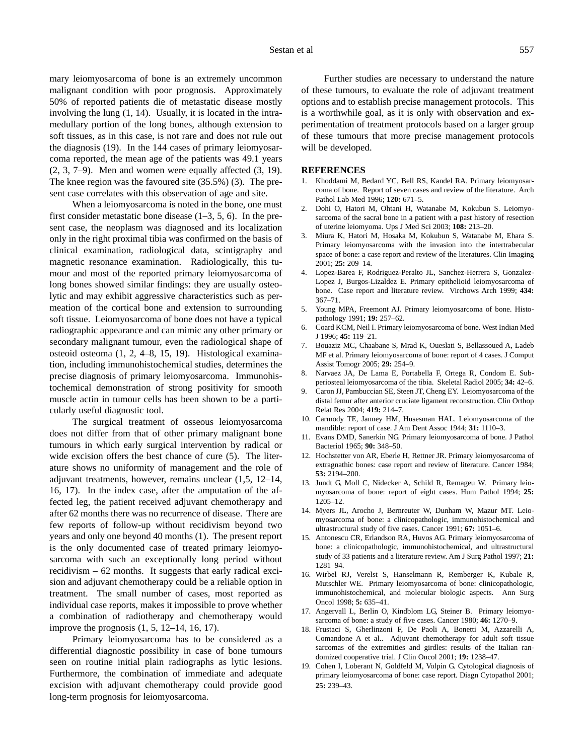mary leiomyosarcoma of bone is an extremely uncommon malignant condition with poor prognosis. Approximately 50% of reported patients die of metastatic disease mostly involving the lung (1, 14). Usually, it is located in the intramedullary portion of the long bones, although extension to soft tissues, as in this case, is not rare and does not rule out the diagnosis (19). In the 144 cases of primary leiomyosarcoma reported, the mean age of the patients was 49.1 years (2, 3, 7–9). Men and women were equally affected (3, 19). The knee region was the favoured site (35.5%) (3). The present case correlates with this observation of age and site.

When a leiomyosarcoma is noted in the bone, one must first consider metastatic bone disease (1–3, 5, 6). In the present case, the neoplasm was diagnosed and its localization only in the right proximal tibia was confirmed on the basis of clinical examination, radiological data, scintigraphy and magnetic resonance examination. Radiologically, this tumour and most of the reported primary leiomyosarcoma of long bones showed similar findings: they are usually osteolytic and may exhibit aggressive characteristics such as permeation of the cortical bone and extension to surrounding soft tissue. Leiomyosarcoma of bone does not have a typical radiographic appearance and can mimic any other primary or secondary malignant tumour, even the radiological shape of osteoid osteoma (1, 2, 4–8, 15, 19). Histological examination, including immunohistochemical studies, determines the precise diagnosis of primary leiomyosarcoma. Immunohistochemical demonstration of strong positivity for smooth muscle actin in tumour cells has been shown to be a particularly useful diagnostic tool.

The surgical treatment of osseous leiomyosarcoma does not differ from that of other primary malignant bone tumours in which early surgical intervention by radical or wide excision offers the best chance of cure (5). The literature shows no uniformity of management and the role of adjuvant treatments, however, remains unclear (1,5, 12–14, 16, 17). In the index case, after the amputation of the affected leg, the patient received adjuvant chemotherapy and after 62 months there was no recurrence of disease. There are few reports of follow-up without recidivism beyond two years and only one beyond 40 months (1). The present report is the only documented case of treated primary leiomyosarcoma with such an exceptionally long period without recidivism – 62 months. It suggests that early radical excision and adjuvant chemotherapy could be a reliable option in treatment. The small number of cases, most reported as individual case reports, makes it impossible to prove whether a combination of radiotherapy and chemotherapy would improve the prognosis (1, 5, 12–14, 16, 17).

Primary leiomyosarcoma has to be considered as a differential diagnostic possibility in case of bone tumours seen on routine initial plain radiographs as lytic lesions. Furthermore, the combination of immediate and adequate excision with adjuvant chemotherapy could provide good long-term prognosis for leiomyosarcoma.

Further studies are necessary to understand the nature of these tumours, to evaluate the role of adjuvant treatment options and to establish precise management protocols. This is a worthwhile goal, as it is only with observation and experimentation of treatment protocols based on a larger group of these tumours that more precise management protocols will be developed.

## REFERENCES

1. Khoddami M, Bedard YC, Bell RS, Kandel RA. Primary leiomyosarcoma of bone. Report of seven cases and review of the literature. Arch Pathol Lab Med 1996; **120:** 671–5.
2. Dohi O, Hatori M, Ohtani H, Watanabe M, Kokubun S. Leiomyosarcoma of the sacral bone in a patient with a past history of resection of uterine leiomyoma. Ups J Med Sci 2003; **108:** 213–20.
3. Miura K, Hatori M, Hosaka M, Kokubun S, Watanabe M, Ehara S. Primary leiomyosarcoma with the invasion into the intertrabecular space of bone: a case report and review of the literatures. Clin Imaging 2001; **25:** 209–14.
4. Lopez-Barea F, Rodriguez-Peralto JL, Sanchez-Herrera S, Gonzalez-Lopez J, Burgos-Lizaldez E. Primary epithelioid leiomyosarcoma of bone. Case report and literature review. Virchows Arch 1999; **434:** 367–71.
5. Young MPA, Freemont AJ. Primary leiomyosarcoma of bone. Histopathology 1991; **19:** 257–62.
6. Coard KCM, Neil I. Primary leiomyosarcoma of bone. West Indian Med J 1996; **45:** 119–21.
7. Bouaziz MC, Chaabane S, Mrad K, Oueslati S, Bellassoued A, Ladeb MF et al. Primary leiomyosarcoma of bone: report of 4 cases. J Comput Assist Tomogr 2005; **29:** 254–9.
8. Narvaez JA, De Lama E, Portabella F, Ortega R, Condom E. Subperiosteal leiomyosarcoma of the tibia. Skeletal Radiol 2005; **34:** 42–6.
9. Caron JJ, Pambuccian SE, Steen JT, Cheng EY. Leiomyosarcoma of the distal femur after anterior cruciate ligament reconstruction. Clin Orthop Relat Res 2004; **419:** 214–7.
10. Carmody TE, Janney HM, Husesman HAL. Leiomyosarcoma of the mandible: report of case. J Am Dent Assoc 1944; **31:** 1110–3.
11. Evans DMD, Sanerkin NG. Primary leiomyosarcoma of bone. J Pathol Bacteriol 1965; **90:** 348–50.
12. Hochstetter von AR, Eberle H, Rettner JR. Primary leiomyosarcoma of extragnathic bones: case report and review of literature. Cancer 1984; **53:** 2194–200.
13. Jundt G, Moll C, Nidecker A, Schild R, Remageu W. Primary leiomyosarcoma of bone: report of eight cases. Hum Pathol 1994; **25:** 1205–12.
14. Myers JL, Arocho J, Bernreuter W, Dunham W, Mazur MT. Leiomyosarcoma of bone: a clinicopathologic, immunohistochemical and ultrastructural study of five cases. Cancer 1991; **67:** 1051–6.
15. Antonescu CR, Erlandson RA, Huvos AG. Primary leiomyosarcoma of bone: a clinicopathologic, immunohistochemical, and ultrastructural study of 33 patients and a literature review. Am J Surg Pathol 1997; **21:** 1281–94.
16. Wirbel RJ, Verelst S, Hanselmann R, Remberger K, Kubale R, Mutschler WE. Primary leiomyosarcoma of bone: clinicopathologic, immunohistochemical, and molecular biologic aspects. Ann Surg Oncol 1998; **5:** 635–41.
17. Angervall L, Berlin O, Kindblom LG, Steiner B. Primary leiomyosarcoma of bone: a study of five cases. Cancer 1980; **46:** 1270–9.
18. Frustaci S, Gherlinzoni F, De Paoli A, Bonetti M, Azzarelli A, Comandone A et al.. Adjuvant chemotherapy for adult soft tissue sarcomas of the extremities and girdles: results of the Italian randomized cooperative trial. J Clin Oncol 2001; **19:** 1238–47.
19. Cohen I, Loberant N, Goldfeld M, Volpin G. Cytological diagnosis of primary leiomyosarcoma of bone: case report. Diagn Cytopathol 2001; **25:** 239–43.